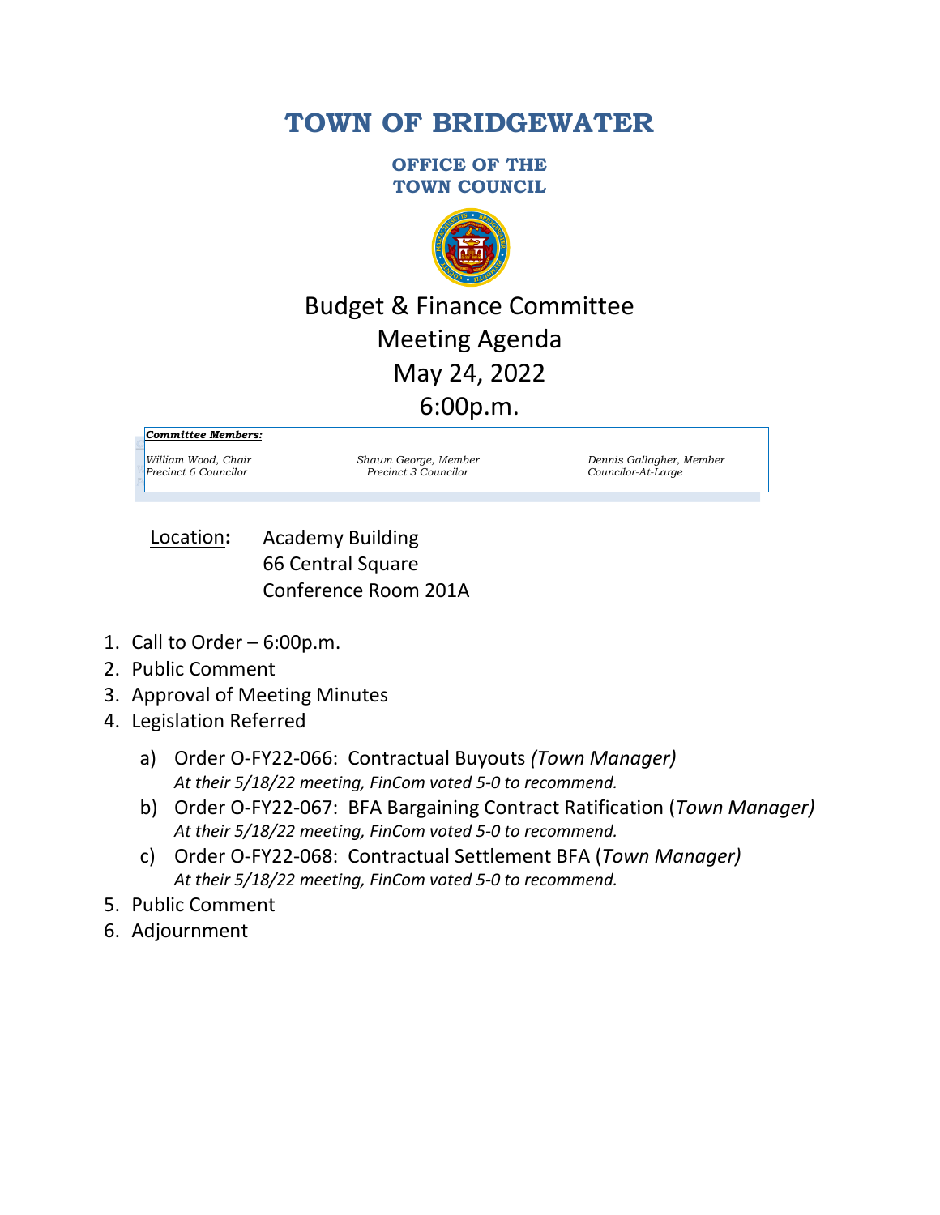# TOWN OF BRIDGEWATER

## OFFICE OF THE TOWN COUNCIL

## Budget & Finance Committee Meeting Agenda May 24, 2022 6:00p.m.

***Committee Members:***

| | | |
|---|---|---|
| *William Wood, Chair*<br>*Precinct 6 Councilor* | *Shawn George, Member*<br>*Precinct 3 Councilor* | *Dennis Gallagher, Member*<br>*Councilor-At-Large* |

Location**:** Academy Building
66 Central Square
Conference Room 201A

1. Call to Order – 6:00p.m.
2. Public Comment
3. Approval of Meeting Minutes
4. Legislation Referred
   a) Order O-FY22-066: Contractual Buyouts *(Town Manager)*
   *At their 5/18/22 meeting, FinCom voted 5-0 to recommend.*
   b) Order O-FY22-067: BFA Bargaining Contract Ratification (*Town Manager)*
   *At their 5/18/22 meeting, FinCom voted 5-0 to recommend.*
   c) Order O-FY22-068: Contractual Settlement BFA (*Town Manager)*
   *At their 5/18/22 meeting, FinCom voted 5-0 to recommend.*
5. Public Comment
6. Adjournment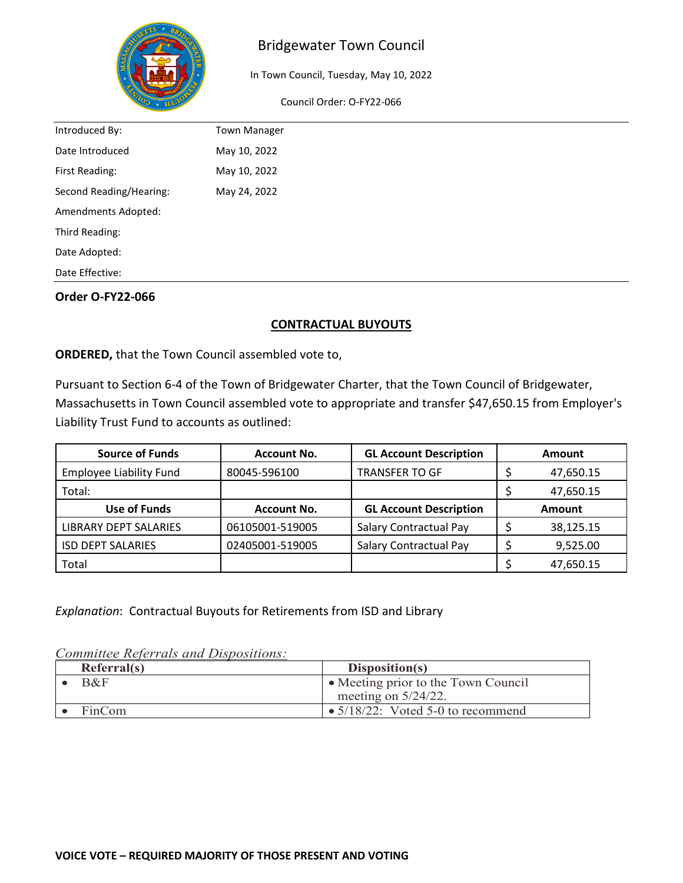# Bridgewater Town Council

In Town Council, Tuesday, May 10, 2022

Council Order: O-FY22-066

| | |
|---|---|
| Introduced By: | Town Manager |
| Date Introduced | May 10, 2022 |
| First Reading: | May 10, 2022 |
| Second Reading/Hearing: | May 24, 2022 |
| Amendments Adopted: | |
| Third Reading: | |
| Date Adopted: | |
| Date Effective: | |

**Order O-FY22-066**

## CONTRACTUAL BUYOUTS

**ORDERED,** that the Town Council assembled vote to,

Pursuant to Section 6-4 of the Town of Bridgewater Charter, that the Town Council of Bridgewater, Massachusetts in Town Council assembled vote to appropriate and transfer $47,650.15 from Employer's Liability Trust Fund to accounts as outlined:

| Source of Funds | Account No. | GL Account Description | Amount |
|---|---|---|---|
| Employee Liability Fund | 80045-596100 | TRANSFER TO GF | $ 47,650.15 |
| Total: | | | $ 47,650.15 |
| **Use of Funds** | **Account No.** | **GL Account Description** | **Amount** |
| LIBRARY DEPT SALARIES | 06105001-519005 | Salary Contractual Pay | $ 38,125.15 |
| ISD DEPT SALARIES | 02405001-519005 | Salary Contractual Pay | $ 9,525.00 |
| Total | | | $ 47,650.15 |

*Explanation*: Contractual Buyouts for Retirements from ISD and Library

*Committee Referrals and Dispositions:*

| Referral(s) | Disposition(s) |
|---|---|
| • B&F | • Meeting prior to the Town Council meeting on 5/24/22. |
| • FinCom | • 5/18/22: Voted 5-0 to recommend |

**VOICE VOTE – REQUIRED MAJORITY OF THOSE PRESENT AND VOTING**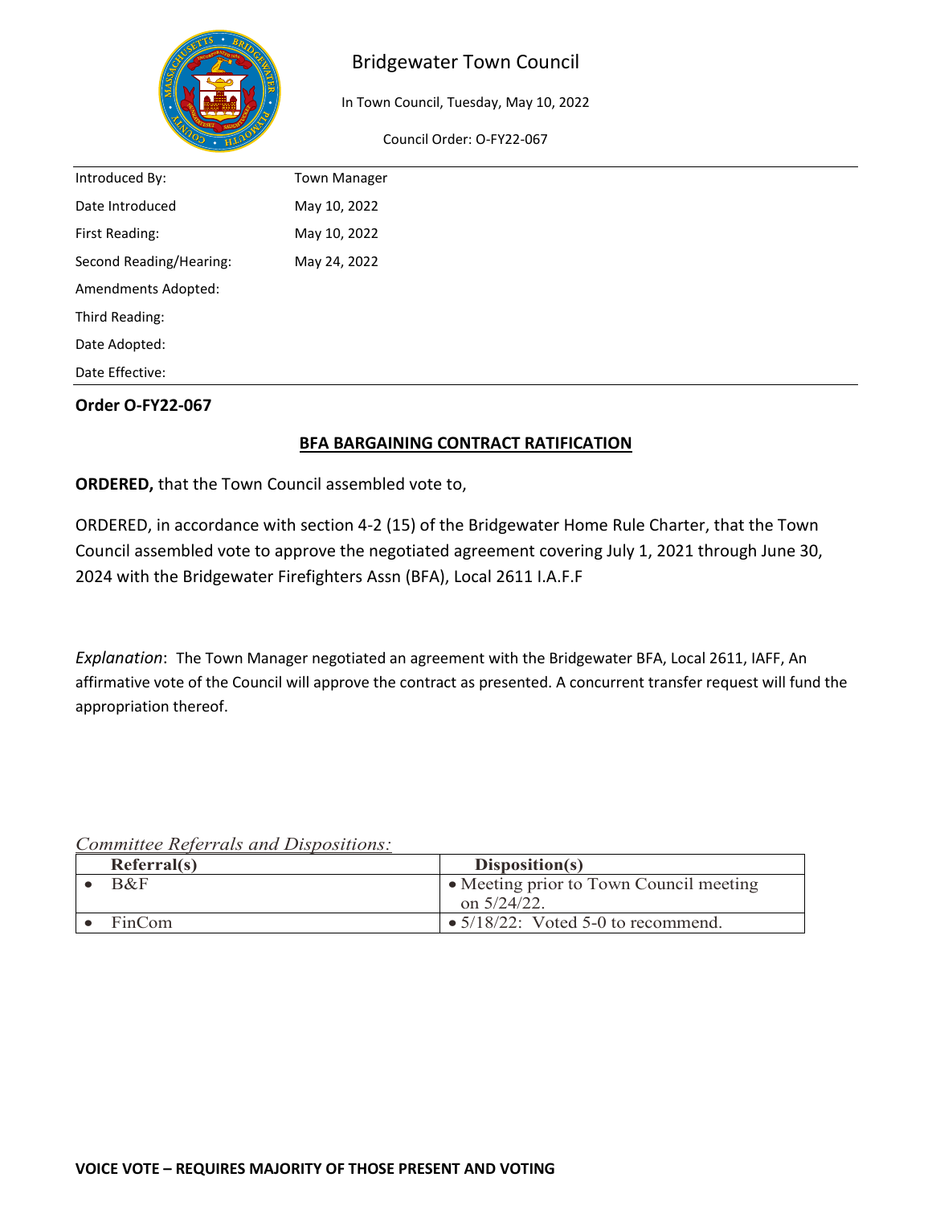# Bridgewater Town Council

In Town Council, Tuesday, May 10, 2022

Council Order: O-FY22-067

| | |
|---|---|
| Introduced By: | Town Manager |
| Date Introduced | May 10, 2022 |
| First Reading: | May 10, 2022 |
| Second Reading/Hearing: | May 24, 2022 |
| Amendments Adopted: | |
| Third Reading: | |
| Date Adopted: | |
| Date Effective: | |

**Order O-FY22-067**

**BFA BARGAINING CONTRACT RATIFICATION**

**ORDERED,** that the Town Council assembled vote to,

ORDERED, in accordance with section 4-2 (15) of the Bridgewater Home Rule Charter, that the Town Council assembled vote to approve the negotiated agreement covering July 1, 2021 through June 30, 2024 with the Bridgewater Firefighters Assn (BFA), Local 2611 I.A.F.F

*Explanation*: The Town Manager negotiated an agreement with the Bridgewater BFA, Local 2611, IAFF, An affirmative vote of the Council will approve the contract as presented. A concurrent transfer request will fund the appropriation thereof.

*Committee Referrals and Dispositions:*

| Referral(s) | Disposition(s) |
|---|---|
| • B&F | • Meeting prior to Town Council meeting on 5/24/22. |
| • FinCom | • 5/18/22: Voted 5-0 to recommend. |

**VOICE VOTE – REQUIRES MAJORITY OF THOSE PRESENT AND VOTING**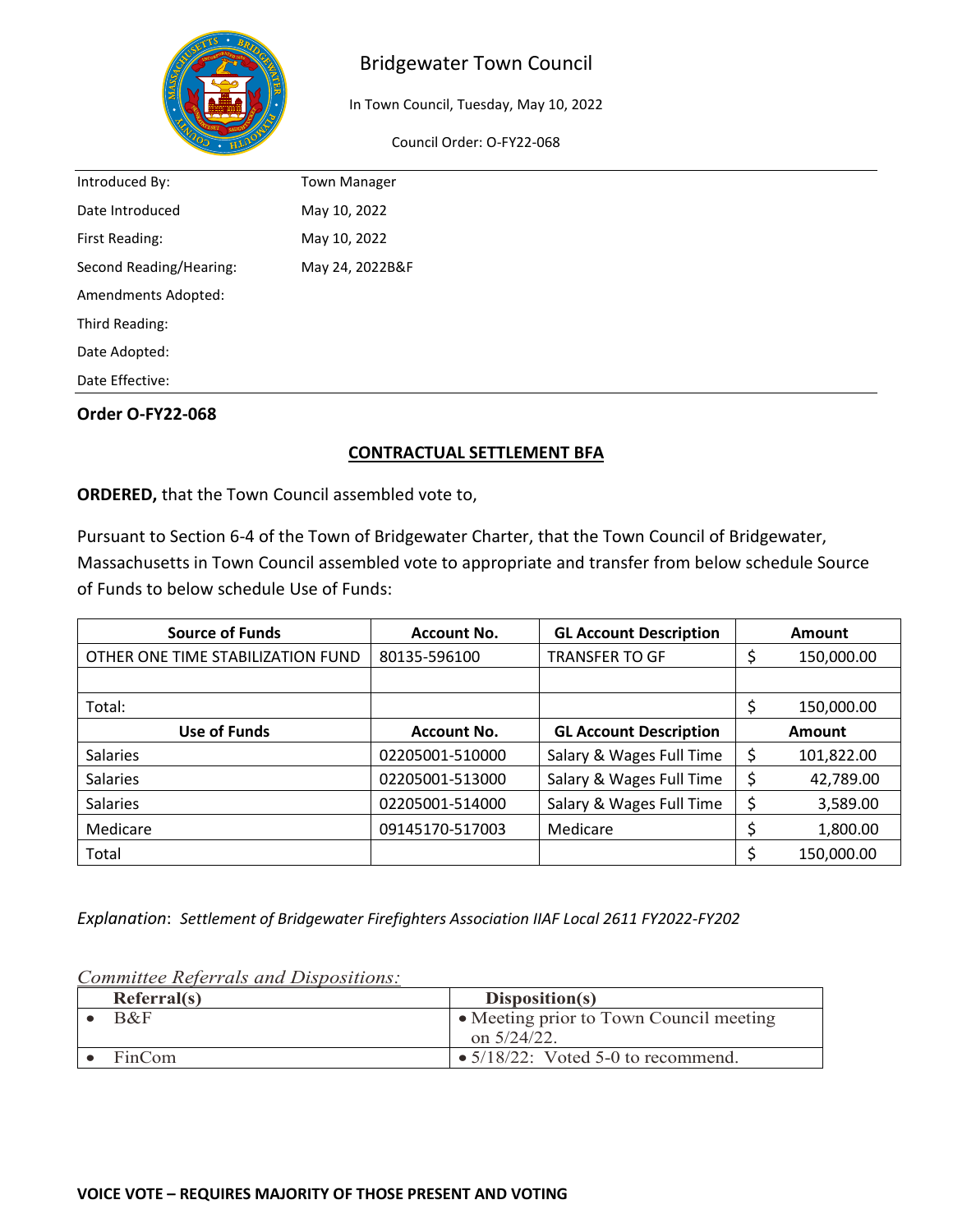# Bridgewater Town Council

In Town Council, Tuesday, May 10, 2022

Council Order: O-FY22-068

| | |
|---|---|
| Introduced By: | Town Manager |
| Date Introduced | May 10, 2022 |
| First Reading: | May 10, 2022 |
| Second Reading/Hearing: | May 24, 2022B&F |
| Amendments Adopted: | |
| Third Reading: | |
| Date Adopted: | |
| Date Effective: | |

**Order O-FY22-068**

**CONTRACTUAL SETTLEMENT BFA**

**ORDERED,** that the Town Council assembled vote to,

Pursuant to Section 6-4 of the Town of Bridgewater Charter, that the Town Council of Bridgewater, Massachusetts in Town Council assembled vote to appropriate and transfer from below schedule Source of Funds to below schedule Use of Funds:

| Source of Funds | Account No. | GL Account Description | Amount |
|---|---|---|---|
| OTHER ONE TIME STABILIZATION FUND | 80135-596100 | TRANSFER TO GF | $ 150,000.00 |
| | | | |
| Total: | | | $ 150,000.00 |
| **Use of Funds** | **Account No.** | **GL Account Description** | **Amount** |
| Salaries | 02205001-510000 | Salary & Wages Full Time | $ 101,822.00 |
| Salaries | 02205001-513000 | Salary & Wages Full Time | $ 42,789.00 |
| Salaries | 02205001-514000 | Salary & Wages Full Time | $ 3,589.00 |
| Medicare | 09145170-517003 | Medicare | $ 1,800.00 |
| Total | | | $ 150,000.00 |

*Explanation*: *Settlement of Bridgewater Firefighters Association IIAF Local 2611 FY2022-FY202*

*Committee Referrals and Dispositions:*

| Referral(s) | Disposition(s) |
|---|---|
| • B&F | • Meeting prior to Town Council meeting on 5/24/22. |
| • FinCom | • 5/18/22: Voted 5-0 to recommend. |

**VOICE VOTE – REQUIRES MAJORITY OF THOSE PRESENT AND VOTING**